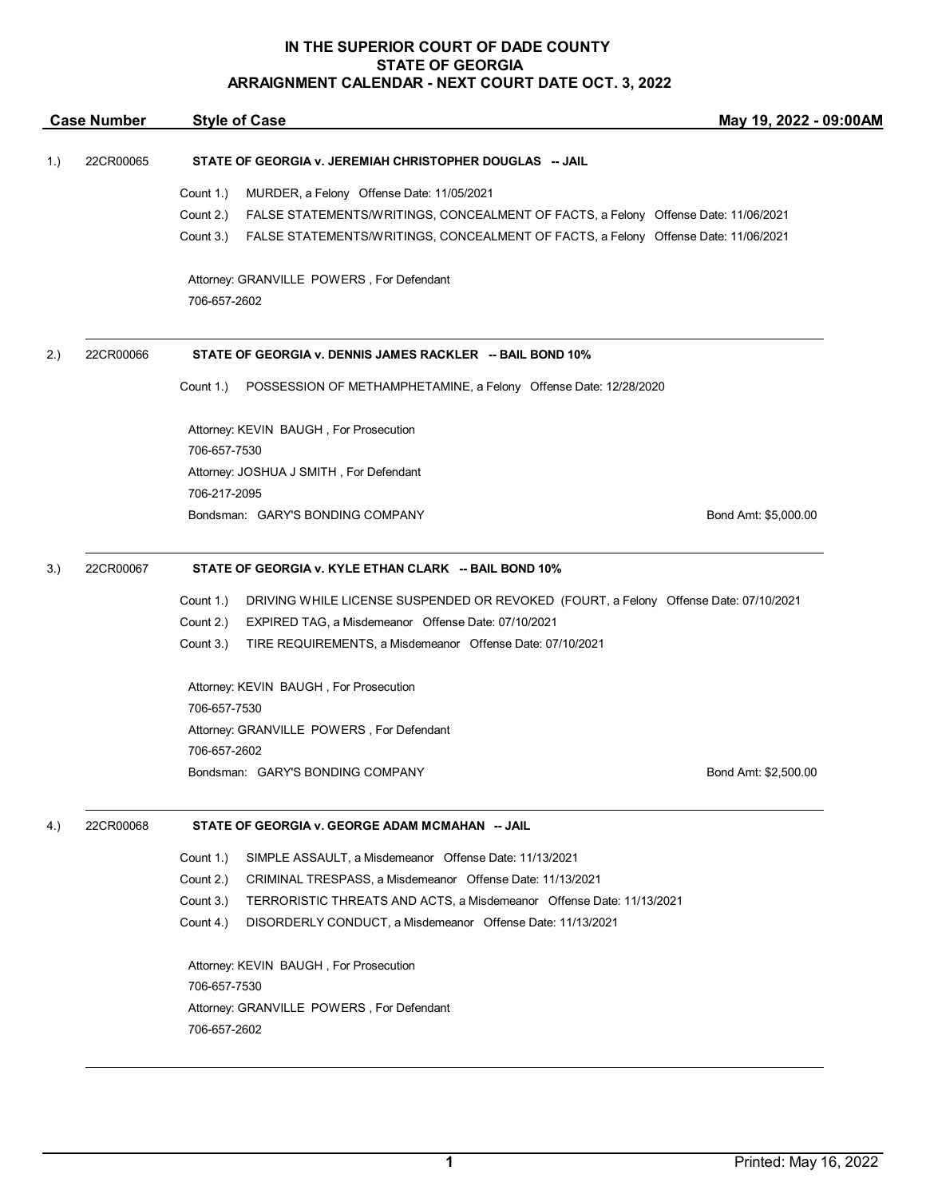# IN THE SUPERIOR COURT OF DADE COUNTY
# STATE OF GEORGIA
# ARRAIGNMENT CALENDAR - NEXT COURT DATE OCT. 3, 2022

**Case Number** | **Style of Case** | **May 19, 2022 - 09:00AM**

---

1.) 22CR00065 — **STATE OF GEORGIA v. JEREMIAH CHRISTOPHER DOUGLAS -- JAIL**

Count 1.) MURDER, a Felony Offense Date: 11/05/2021
Count 2.) FALSE STATEMENTS/WRITINGS, CONCEALMENT OF FACTS, a Felony Offense Date: 11/06/2021
Count 3.) FALSE STATEMENTS/WRITINGS, CONCEALMENT OF FACTS, a Felony Offense Date: 11/06/2021

Attorney: GRANVILLE POWERS , For Defendant
706-657-2602

---

2.) 22CR00066 — **STATE OF GEORGIA v. DENNIS JAMES RACKLER -- BAIL BOND 10%**

Count 1.) POSSESSION OF METHAMPHETAMINE, a Felony Offense Date: 12/28/2020

Attorney: KEVIN BAUGH , For Prosecution
706-657-7530
Attorney: JOSHUA J SMITH , For Defendant
706-217-2095
Bondsman: GARY'S BONDING COMPANY — Bond Amt: $5,000.00

---

3.) 22CR00067 — **STATE OF GEORGIA v. KYLE ETHAN CLARK -- BAIL BOND 10%**

Count 1.) DRIVING WHILE LICENSE SUSPENDED OR REVOKED (FOURT, a Felony Offense Date: 07/10/2021
Count 2.) EXPIRED TAG, a Misdemeanor Offense Date: 07/10/2021
Count 3.) TIRE REQUIREMENTS, a Misdemeanor Offense Date: 07/10/2021

Attorney: KEVIN BAUGH , For Prosecution
706-657-7530
Attorney: GRANVILLE POWERS , For Defendant
706-657-2602
Bondsman: GARY'S BONDING COMPANY — Bond Amt: $2,500.00

---

4.) 22CR00068 — **STATE OF GEORGIA v. GEORGE ADAM MCMAHAN -- JAIL**

Count 1.) SIMPLE ASSAULT, a Misdemeanor Offense Date: 11/13/2021
Count 2.) CRIMINAL TRESPASS, a Misdemeanor Offense Date: 11/13/2021
Count 3.) TERRORISTIC THREATS AND ACTS, a Misdemeanor Offense Date: 11/13/2021
Count 4.) DISORDERLY CONDUCT, a Misdemeanor Offense Date: 11/13/2021

Attorney: KEVIN BAUGH , For Prosecution
706-657-7530
Attorney: GRANVILLE POWERS , For Defendant
706-657-2602

---

Printed: May 16, 2022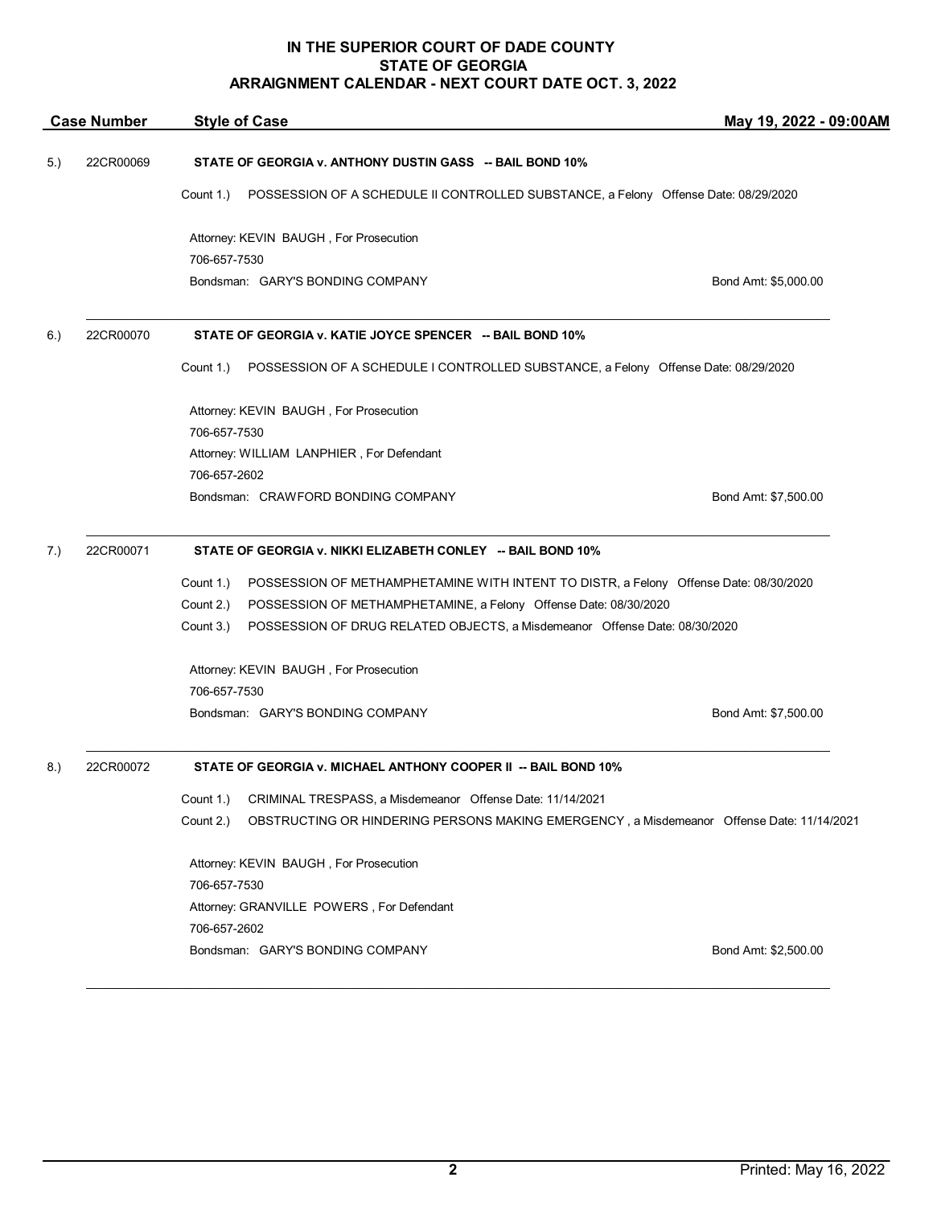**IN THE SUPERIOR COURT OF DADE COUNTY**
**STATE OF GEORGIA**
**ARRAIGNMENT CALENDAR - NEXT COURT DATE OCT. 3, 2022**

| Case Number | Style of Case | May 19, 2022 - 09:00AM |
|---|---|---|

5.) 22CR00069 **STATE OF GEORGIA v. ANTHONY DUSTIN GASS -- BAIL BOND 10%**

Count 1.) POSSESSION OF A SCHEDULE II CONTROLLED SUBSTANCE, a Felony Offense Date: 08/29/2020

Attorney: KEVIN BAUGH , For Prosecution
706-657-7530
Bondsman: GARY'S BONDING COMPANY — Bond Amt: $5,000.00

---

6.) 22CR00070 **STATE OF GEORGIA v. KATIE JOYCE SPENCER -- BAIL BOND 10%**

Count 1.) POSSESSION OF A SCHEDULE I CONTROLLED SUBSTANCE, a Felony Offense Date: 08/29/2020

Attorney: KEVIN BAUGH , For Prosecution
706-657-7530
Attorney: WILLIAM LANPHIER , For Defendant
706-657-2602
Bondsman: CRAWFORD BONDING COMPANY — Bond Amt: $7,500.00

---

7.) 22CR00071 **STATE OF GEORGIA v. NIKKI ELIZABETH CONLEY -- BAIL BOND 10%**

Count 1.) POSSESSION OF METHAMPHETAMINE WITH INTENT TO DISTR, a Felony Offense Date: 08/30/2020
Count 2.) POSSESSION OF METHAMPHETAMINE, a Felony Offense Date: 08/30/2020
Count 3.) POSSESSION OF DRUG RELATED OBJECTS, a Misdemeanor Offense Date: 08/30/2020

Attorney: KEVIN BAUGH , For Prosecution
706-657-7530
Bondsman: GARY'S BONDING COMPANY — Bond Amt: $7,500.00

---

8.) 22CR00072 **STATE OF GEORGIA v. MICHAEL ANTHONY COOPER II -- BAIL BOND 10%**

Count 1.) CRIMINAL TRESPASS, a Misdemeanor Offense Date: 11/14/2021
Count 2.) OBSTRUCTING OR HINDERING PERSONS MAKING EMERGENCY , a Misdemeanor Offense Date: 11/14/2021

Attorney: KEVIN BAUGH , For Prosecution
706-657-7530
Attorney: GRANVILLE POWERS , For Defendant
706-657-2602
Bondsman: GARY'S BONDING COMPANY — Bond Amt: $2,500.00

---

Printed: May 16, 2022